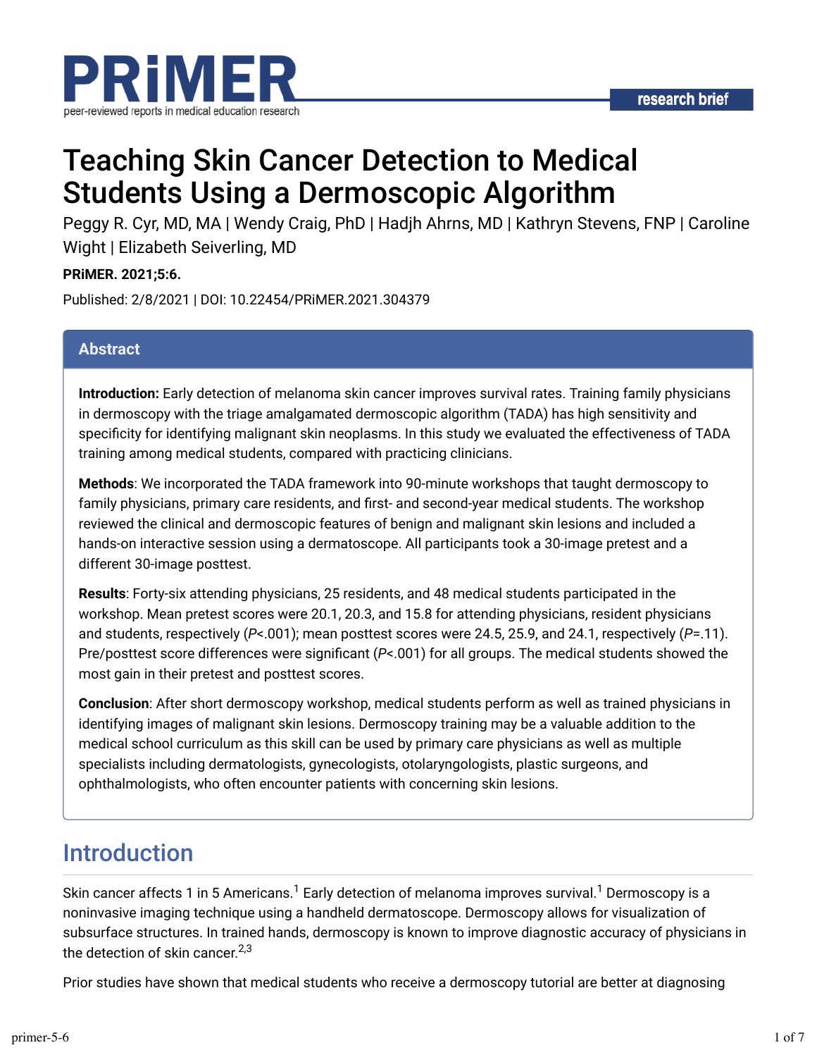# Teaching Skin Cancer Detection to Medical Students Using a Dermoscopic Algorithm

Peggy R. Cyr, MD, MA | Wendy Craig, PhD | Hadjh Ahrns, MD | Kathryn Stevens, FNP | Caroline Wight | Elizabeth Seiverling, MD

**PRiMER. 2021;5:6.**

Published: 2/8/2021 | DOI: 10.22454/PRiMER.2021.304379

## Abstract

**Introduction:** Early detection of melanoma skin cancer improves survival rates. Training family physicians in dermoscopy with the triage amalgamated dermoscopic algorithm (TADA) has high sensitivity and specificity for identifying malignant skin neoplasms. In this study we evaluated the effectiveness of TADA training among medical students, compared with practicing clinicians.

**Methods**: We incorporated the TADA framework into 90-minute workshops that taught dermoscopy to family physicians, primary care residents, and first- and second-year medical students. The workshop reviewed the clinical and dermoscopic features of benign and malignant skin lesions and included a hands-on interactive session using a dermatoscope. All participants took a 30-image pretest and a different 30-image posttest.

**Results**: Forty-six attending physicians, 25 residents, and 48 medical students participated in the workshop. Mean pretest scores were 20.1, 20.3, and 15.8 for attending physicians, resident physicians and students, respectively (*P*<.001); mean posttest scores were 24.5, 25.9, and 24.1, respectively (*P*=.11). Pre/posttest score differences were significant (*P*<.001) for all groups. The medical students showed the most gain in their pretest and posttest scores.

**Conclusion**: After short dermoscopy workshop, medical students perform as well as trained physicians in identifying images of malignant skin lesions. Dermoscopy training may be a valuable addition to the medical school curriculum as this skill can be used by primary care physicians as well as multiple specialists including dermatologists, gynecologists, otolaryngologists, plastic surgeons, and ophthalmologists, who often encounter patients with concerning skin lesions.

## Introduction

Skin cancer affects 1 in 5 Americans.[1] Early detection of melanoma improves survival.[1] Dermoscopy is a noninvasive imaging technique using a handheld dermatoscope. Dermoscopy allows for visualization of subsurface structures. In trained hands, dermoscopy is known to improve diagnostic accuracy of physicians in the detection of skin cancer.[2,3]

Prior studies have shown that medical students who receive a dermoscopy tutorial are better at diagnosing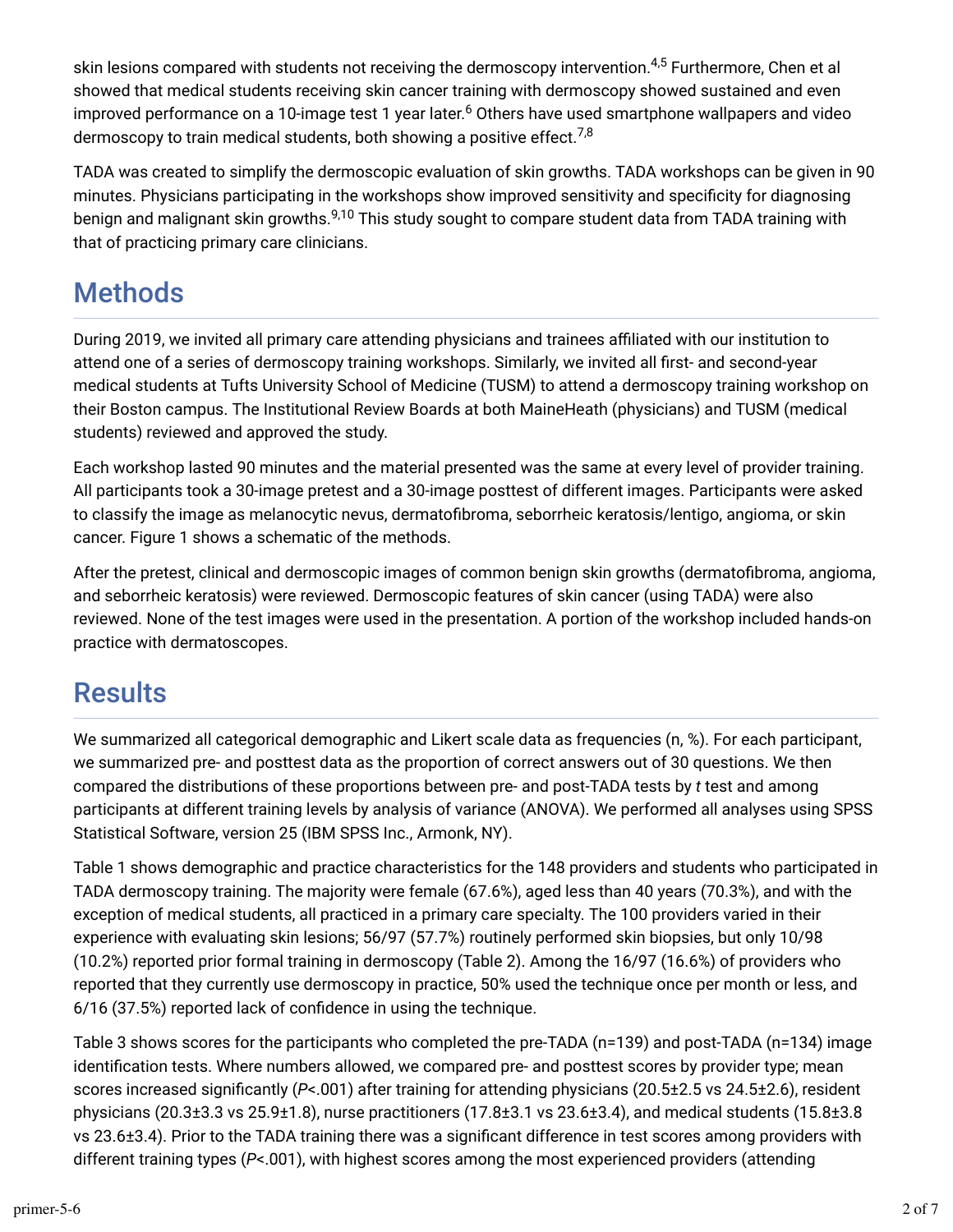skin lesions compared with students not receiving the dermoscopy intervention.[4,5] Furthermore, Chen et al showed that medical students receiving skin cancer training with dermoscopy showed sustained and even improved performance on a 10-image test 1 year later.[6] Others have used smartphone wallpapers and video dermoscopy to train medical students, both showing a positive effect.[7,8]

TADA was created to simplify the dermoscopic evaluation of skin growths. TADA workshops can be given in 90 minutes. Physicians participating in the workshops show improved sensitivity and specificity for diagnosing benign and malignant skin growths.[9,10] This study sought to compare student data from TADA training with that of practicing primary care clinicians.

## Methods

During 2019, we invited all primary care attending physicians and trainees affiliated with our institution to attend one of a series of dermoscopy training workshops. Similarly, we invited all first- and second-year medical students at Tufts University School of Medicine (TUSM) to attend a dermoscopy training workshop on their Boston campus. The Institutional Review Boards at both MaineHeath (physicians) and TUSM (medical students) reviewed and approved the study.

Each workshop lasted 90 minutes and the material presented was the same at every level of provider training. All participants took a 30-image pretest and a 30-image posttest of different images. Participants were asked to classify the image as melanocytic nevus, dermatofibroma, seborrheic keratosis/lentigo, angioma, or skin cancer. Figure 1 shows a schematic of the methods.

After the pretest, clinical and dermoscopic images of common benign skin growths (dermatofibroma, angioma, and seborrheic keratosis) were reviewed. Dermoscopic features of skin cancer (using TADA) were also reviewed. None of the test images were used in the presentation. A portion of the workshop included hands-on practice with dermatoscopes.

## Results

We summarized all categorical demographic and Likert scale data as frequencies (n, %). For each participant, we summarized pre- and posttest data as the proportion of correct answers out of 30 questions. We then compared the distributions of these proportions between pre- and post-TADA tests by *t* test and among participants at different training levels by analysis of variance (ANOVA). We performed all analyses using SPSS Statistical Software, version 25 (IBM SPSS Inc., Armonk, NY).

Table 1 shows demographic and practice characteristics for the 148 providers and students who participated in TADA dermoscopy training. The majority were female (67.6%), aged less than 40 years (70.3%), and with the exception of medical students, all practiced in a primary care specialty. The 100 providers varied in their experience with evaluating skin lesions; 56/97 (57.7%) routinely performed skin biopsies, but only 10/98 (10.2%) reported prior formal training in dermoscopy (Table 2). Among the 16/97 (16.6%) of providers who reported that they currently use dermoscopy in practice, 50% used the technique once per month or less, and 6/16 (37.5%) reported lack of confidence in using the technique.

Table 3 shows scores for the participants who completed the pre-TADA (n=139) and post-TADA (n=134) image identification tests. Where numbers allowed, we compared pre- and posttest scores by provider type; mean scores increased significantly ($P<.001$) after training for attending physicians (20.5±2.5 vs 24.5±2.6), resident physicians (20.3±3.3 vs 25.9±1.8), nurse practitioners (17.8±3.1 vs 23.6±3.4), and medical students (15.8±3.8 vs 23.6±3.4). Prior to the TADA training there was a significant difference in test scores among providers with different training types ($P<.001$), with highest scores among the most experienced providers (attending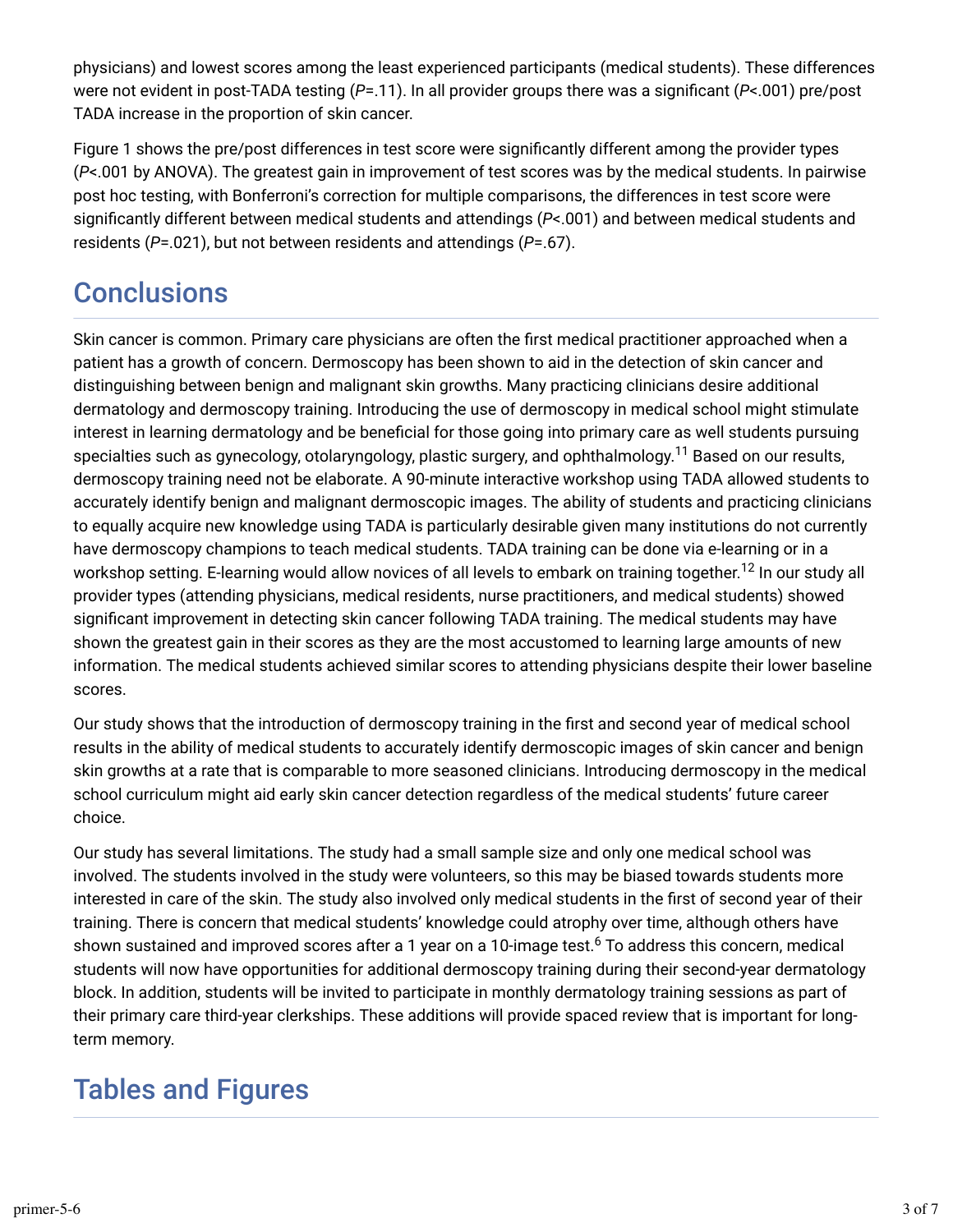physicians) and lowest scores among the least experienced participants (medical students). These differences were not evident in post-TADA testing (*P*=.11). In all provider groups there was a significant (*P*<.001) pre/post TADA increase in the proportion of skin cancer.

Figure 1 shows the pre/post differences in test score were significantly different among the provider types (*P*<.001 by ANOVA). The greatest gain in improvement of test scores was by the medical students. In pairwise post hoc testing, with Bonferroni's correction for multiple comparisons, the differences in test score were significantly different between medical students and attendings (*P*<.001) and between medical students and residents (*P*=.021), but not between residents and attendings (*P*=.67).

## Conclusions

Skin cancer is common. Primary care physicians are often the first medical practitioner approached when a patient has a growth of concern. Dermoscopy has been shown to aid in the detection of skin cancer and distinguishing between benign and malignant skin growths. Many practicing clinicians desire additional dermatology and dermoscopy training. Introducing the use of dermoscopy in medical school might stimulate interest in learning dermatology and be beneficial for those going into primary care as well students pursuing specialties such as gynecology, otolaryngology, plastic surgery, and ophthalmology.[11] Based on our results, dermoscopy training need not be elaborate. A 90-minute interactive workshop using TADA allowed students to accurately identify benign and malignant dermoscopic images. The ability of students and practicing clinicians to equally acquire new knowledge using TADA is particularly desirable given many institutions do not currently have dermoscopy champions to teach medical students. TADA training can be done via e-learning or in a workshop setting. E-learning would allow novices of all levels to embark on training together.[12] In our study all provider types (attending physicians, medical residents, nurse practitioners, and medical students) showed significant improvement in detecting skin cancer following TADA training. The medical students may have shown the greatest gain in their scores as they are the most accustomed to learning large amounts of new information. The medical students achieved similar scores to attending physicians despite their lower baseline scores.

Our study shows that the introduction of dermoscopy training in the first and second year of medical school results in the ability of medical students to accurately identify dermoscopic images of skin cancer and benign skin growths at a rate that is comparable to more seasoned clinicians. Introducing dermoscopy in the medical school curriculum might aid early skin cancer detection regardless of the medical students' future career choice.

Our study has several limitations. The study had a small sample size and only one medical school was involved. The students involved in the study were volunteers, so this may be biased towards students more interested in care of the skin. The study also involved only medical students in the first of second year of their training. There is concern that medical students' knowledge could atrophy over time, although others have shown sustained and improved scores after a 1 year on a 10-image test.[6] To address this concern, medical students will now have opportunities for additional dermoscopy training during their second-year dermatology block. In addition, students will be invited to participate in monthly dermatology training sessions as part of their primary care third-year clerkships. These additions will provide spaced review that is important for long-term memory.

## Tables and Figures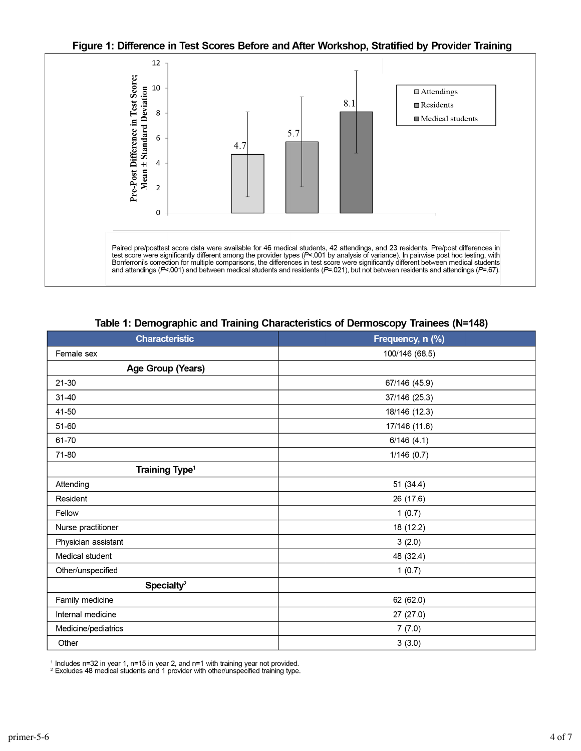**Figure 1: Difference in Test Scores Before and After Workshop, Stratified by Provider Training**

Paired pre/posttest score data were available for 46 medical students, 42 attendings, and 23 residents. Pre/post differences in test score were significantly different among the provider types ($P$<.001 by analysis of variance). In pairwise post hoc testing, with Bonferroni's correction for multiple comparisons, the differences in test score were significantly different between medical students and attendings ($P$<.001) and between medical students and residents ($P$=.021), but not between residents and attendings ($P$=.67).

**Table 1: Demographic and Training Characteristics of Dermoscopy Trainees (N=148)**

| Characteristic | Frequency, n (%) |
|---|---|
| Female sex | 100/146 (68.5) |
| **Age Group (Years)** | |
| 21-30 | 67/146 (45.9) |
| 31-40 | 37/146 (25.3) |
| 41-50 | 18/146 (12.3) |
| 51-60 | 17/146 (11.6) |
| 61-70 | 6/146 (4.1) |
| 71-80 | 1/146 (0.7) |
| **Training Type**[1] | |
| Attending | 51 (34.4) |
| Resident | 26 (17.6) |
| Fellow | 1 (0.7) |
| Nurse practitioner | 18 (12.2) |
| Physician assistant | 3 (2.0) |
| Medical student | 48 (32.4) |
| Other/unspecified | 1 (0.7) |
| **Specialty**[2] | |
| Family medicine | 62 (62.0) |
| Internal medicine | 27 (27.0) |
| Medicine/pediatrics | 7 (7.0) |
| Other | 3 (3.0) |

[1] Includes n=32 in year 1, n=15 in year 2, and n=1 with training year not provided.
[2] Excludes 48 medical students and 1 provider with other/unspecified training type.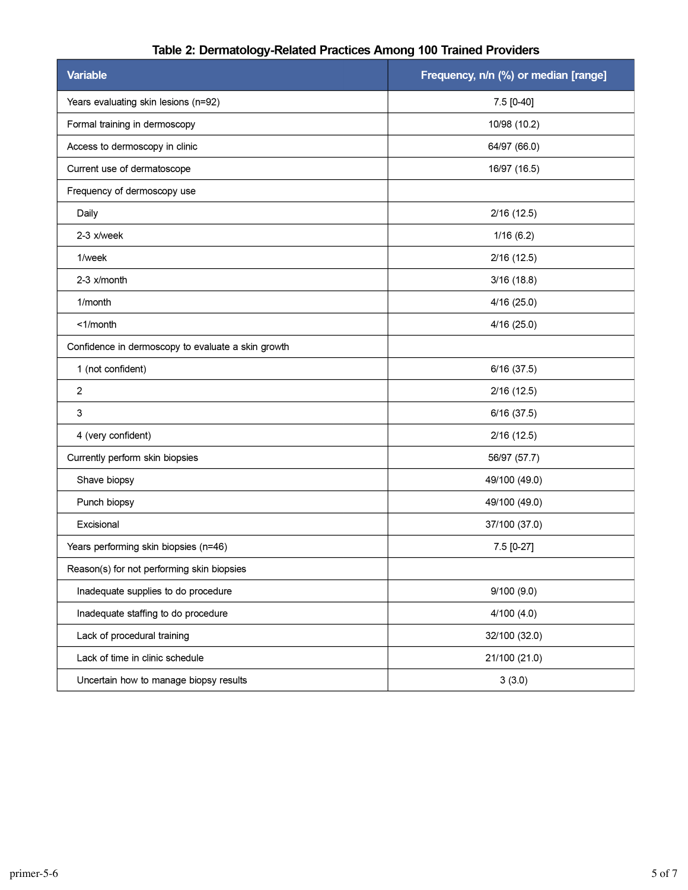**Table 2: Dermatology-Related Practices Among 100 Trained Providers**

| Variable | Frequency, n/n (%) or median [range] |
|---|---|
| Years evaluating skin lesions (n=92) | 7.5 [0-40] |
| Formal training in dermoscopy | 10/98 (10.2) |
| Access to dermoscopy in clinic | 64/97 (66.0) |
| Current use of dermatoscope | 16/97 (16.5) |
| Frequency of dermoscopy use | |
| Daily | 2/16 (12.5) |
| 2-3 x/week | 1/16 (6.2) |
| 1/week | 2/16 (12.5) |
| 2-3 x/month | 3/16 (18.8) |
| 1/month | 4/16 (25.0) |
| <1/month | 4/16 (25.0) |
| Confidence in dermoscopy to evaluate a skin growth | |
| 1 (not confident) | 6/16 (37.5) |
| 2 | 2/16 (12.5) |
| 3 | 6/16 (37.5) |
| 4 (very confident) | 2/16 (12.5) |
| Currently perform skin biopsies | 56/97 (57.7) |
| Shave biopsy | 49/100 (49.0) |
| Punch biopsy | 49/100 (49.0) |
| Excisional | 37/100 (37.0) |
| Years performing skin biopsies (n=46) | 7.5 [0-27] |
| Reason(s) for not performing skin biopsies | |
| Inadequate supplies to do procedure | 9/100 (9.0) |
| Inadequate staffing to do procedure | 4/100 (4.0) |
| Lack of procedural training | 32/100 (32.0) |
| Lack of time in clinic schedule | 21/100 (21.0) |
| Uncertain how to manage biopsy results | 3 (3.0) |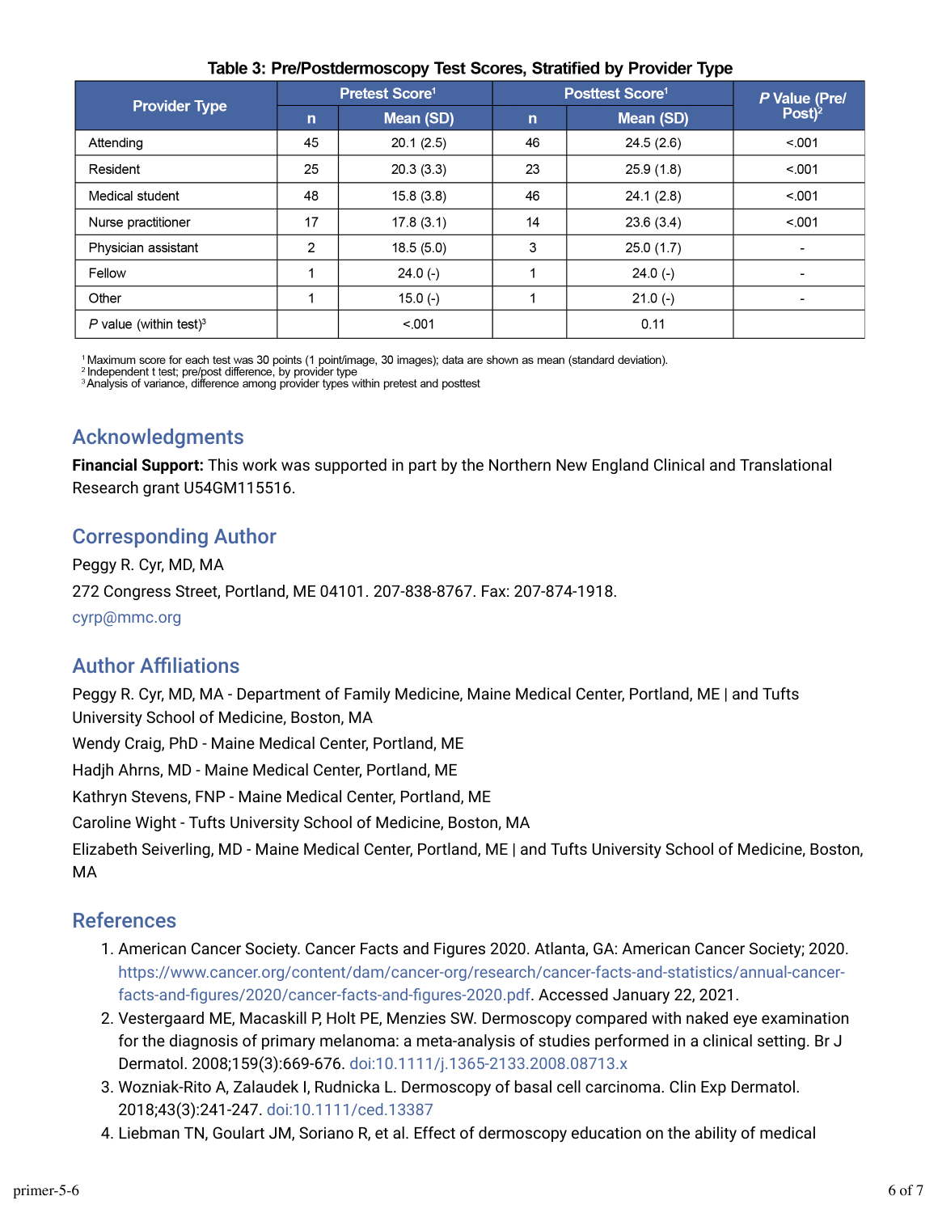**Table 3: Pre/Postdermoscopy Test Scores, Stratified by Provider Type**

| Provider Type | Pretest Score[1] | | Posttest Score[1] | | *P* Value (Pre/Post)[2] |
|---|---|---|---|---|---|
| | n | Mean (SD) | n | Mean (SD) | |
| Attending | 45 | 20.1 (2.5) | 46 | 24.5 (2.6) | <.001 |
| Resident | 25 | 20.3 (3.3) | 23 | 25.9 (1.8) | <.001 |
| Medical student | 48 | 15.8 (3.8) | 46 | 24.1 (2.8) | <.001 |
| Nurse practitioner | 17 | 17.8 (3.1) | 14 | 23.6 (3.4) | <.001 |
| Physician assistant | 2 | 18.5 (5.0) | 3 | 25.0 (1.7) | - |
| Fellow | 1 | 24.0 (-) | 1 | 24.0 (-) | - |
| Other | 1 | 15.0 (-) | 1 | 21.0 (-) | - |
| *P* value (within test)[3] | | <.001 | | 0.11 | |

[1] Maximum score for each test was 30 points (1 point/image, 30 images); data are shown as mean (standard deviation).
[2] Independent t test; pre/post difference, by provider type
[3] Analysis of variance, difference among provider types within pretest and posttest

## Acknowledgments

**Financial Support:** This work was supported in part by the Northern New England Clinical and Translational Research grant U54GM115516.

## Corresponding Author

Peggy R. Cyr, MD, MA

272 Congress Street, Portland, ME 04101. 207-838-8767. Fax: 207-874-1918.

cyrp@mmc.org

## Author Affiliations

Peggy R. Cyr, MD, MA - Department of Family Medicine, Maine Medical Center, Portland, ME | and Tufts University School of Medicine, Boston, MA

Wendy Craig, PhD - Maine Medical Center, Portland, ME

Hadjh Ahrns, MD - Maine Medical Center, Portland, ME

Kathryn Stevens, FNP - Maine Medical Center, Portland, ME

Caroline Wight - Tufts University School of Medicine, Boston, MA

Elizabeth Seiverling, MD - Maine Medical Center, Portland, ME | and Tufts University School of Medicine, Boston, MA

## References

1. American Cancer Society. Cancer Facts and Figures 2020. Atlanta, GA: American Cancer Society; 2020. https://www.cancer.org/content/dam/cancer-org/research/cancer-facts-and-statistics/annual-cancer-facts-and-figures/2020/cancer-facts-and-figures-2020.pdf. Accessed January 22, 2021.
2. Vestergaard ME, Macaskill P, Holt PE, Menzies SW. Dermoscopy compared with naked eye examination for the diagnosis of primary melanoma: a meta-analysis of studies performed in a clinical setting. Br J Dermatol. 2008;159(3):669-676. doi:10.1111/j.1365-2133.2008.08713.x
3. Wozniak-Rito A, Zalaudek I, Rudnicka L. Dermoscopy of basal cell carcinoma. Clin Exp Dermatol. 2018;43(3):241-247. doi:10.1111/ced.13387
4. Liebman TN, Goulart JM, Soriano R, et al. Effect of dermoscopy education on the ability of medical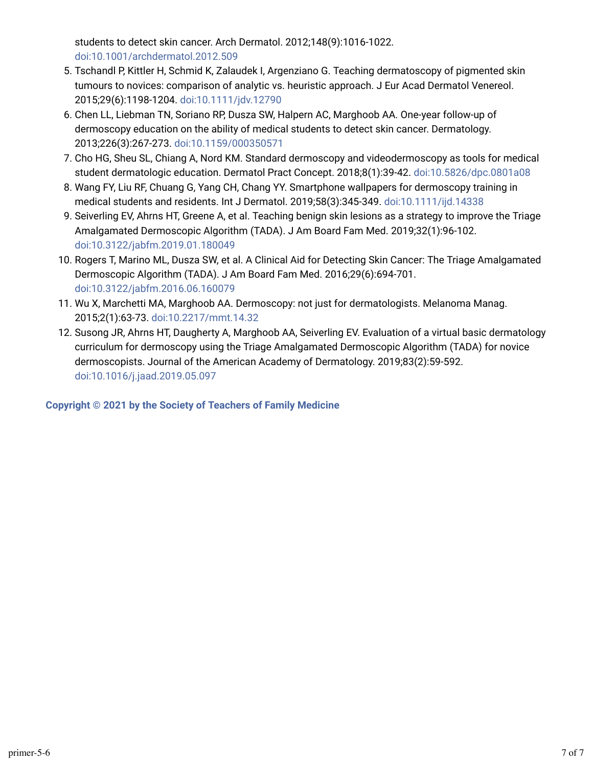students to detect skin cancer. Arch Dermatol. 2012;148(9):1016-1022. doi:10.1001/archdermatol.2012.509

5. Tschandl P, Kittler H, Schmid K, Zalaudek I, Argenziano G. Teaching dermatoscopy of pigmented skin tumours to novices: comparison of analytic vs. heuristic approach. J Eur Acad Dermatol Venereol. 2015;29(6):1198-1204. doi:10.1111/jdv.12790
6. Chen LL, Liebman TN, Soriano RP, Dusza SW, Halpern AC, Marghoob AA. One-year follow-up of dermoscopy education on the ability of medical students to detect skin cancer. Dermatology. 2013;226(3):267-273. doi:10.1159/000350571
7. Cho HG, Sheu SL, Chiang A, Nord KM. Standard dermoscopy and videodermoscopy as tools for medical student dermatologic education. Dermatol Pract Concept. 2018;8(1):39-42. doi:10.5826/dpc.0801a08
8. Wang FY, Liu RF, Chuang G, Yang CH, Chang YY. Smartphone wallpapers for dermoscopy training in medical students and residents. Int J Dermatol. 2019;58(3):345-349. doi:10.1111/ijd.14338
9. Seiverling EV, Ahrns HT, Greene A, et al. Teaching benign skin lesions as a strategy to improve the Triage Amalgamated Dermoscopic Algorithm (TADA). J Am Board Fam Med. 2019;32(1):96-102. doi:10.3122/jabfm.2019.01.180049
10. Rogers T, Marino ML, Dusza SW, et al. A Clinical Aid for Detecting Skin Cancer: The Triage Amalgamated Dermoscopic Algorithm (TADA). J Am Board Fam Med. 2016;29(6):694-701. doi:10.3122/jabfm.2016.06.160079
11. Wu X, Marchetti MA, Marghoob AA. Dermoscopy: not just for dermatologists. Melanoma Manag. 2015;2(1):63-73. doi:10.2217/mmt.14.32
12. Susong JR, Ahrns HT, Daugherty A, Marghoob AA, Seiverling EV. Evaluation of a virtual basic dermatology curriculum for dermoscopy using the Triage Amalgamated Dermoscopic Algorithm (TADA) for novice dermoscopists. Journal of the American Academy of Dermatology. 2019;83(2):59-592. doi:10.1016/j.jaad.2019.05.097

**Copyright © 2021 by the Society of Teachers of Family Medicine**